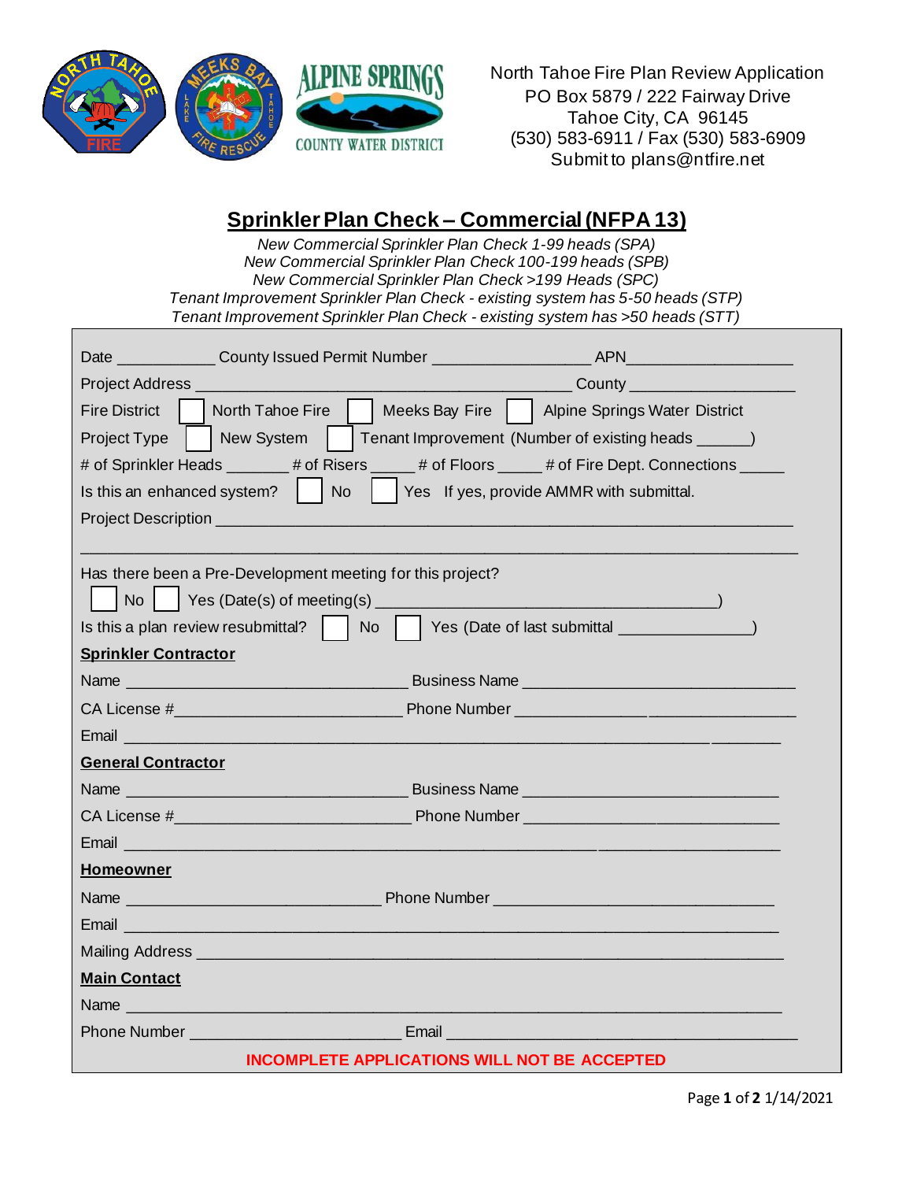North Tahoe Fire Plan Review Application
PO Box 5879 / 222 Fairway Drive
Tahoe City, CA 96145
(530) 583-6911 / Fax (530) 583-6909
Submit to plans@ntfire.net

# Sprinkler Plan Check – Commercial (NFPA 13)

*New Commercial Sprinkler Plan Check 1-99 heads (SPA)*
*New Commercial Sprinkler Plan Check 100-199 heads (SPB)*
*New Commercial Sprinkler Plan Check >199 Heads (SPC)*
*Tenant Improvement Sprinkler Plan Check - existing system has 5-50 heads (STP)*
*Tenant Improvement Sprinkler Plan Check - existing system has >50 heads (STT)*

Date ___________ County Issued Permit Number _________________ APN__________________

Project Address ________________________________________ County __________________

Fire District ☐ North Tahoe Fire ☐ Meeks Bay Fire ☐ Alpine Springs Water District

Project Type ☐ New System ☐ Tenant Improvement (Number of existing heads ______)

# of Sprinkler Heads _______ # of Risers _____ # of Floors _____ # of Fire Dept. Connections _____

Is this an enhanced system? ☐ No ☐ Yes If yes, provide AMMR with submittal.

Project Description ______________________________________________________________

__________________________________________________________________________

Has there been a Pre-Development meeting for this project?

☐ No ☐ Yes (Date(s) of meeting(s) ____________________________________)

Is this a plan review resubmittal? ☐ No ☐ Yes (Date of last submittal ______________)

**Sprinkler Contractor**

Name ______________________________ Business Name _____________________________

CA License #________________________ Phone Number ______________________________

Email _____________________________________________________________________

**General Contractor**

Name ______________________________ Business Name ___________________________

CA License #_________________________ Phone Number ___________________________

Email _____________________________________________________________________

**Homeowner**

Name ___________________________ Phone Number ______________________________

Email _____________________________________________________________________

Mailing Address ______________________________________________________________

**Main Contact**

Name _____________________________________________________________________

Phone Number ______________________ Email _____________________________________

**INCOMPLETE APPLICATIONS WILL NOT BE ACCEPTED**

1/14/2021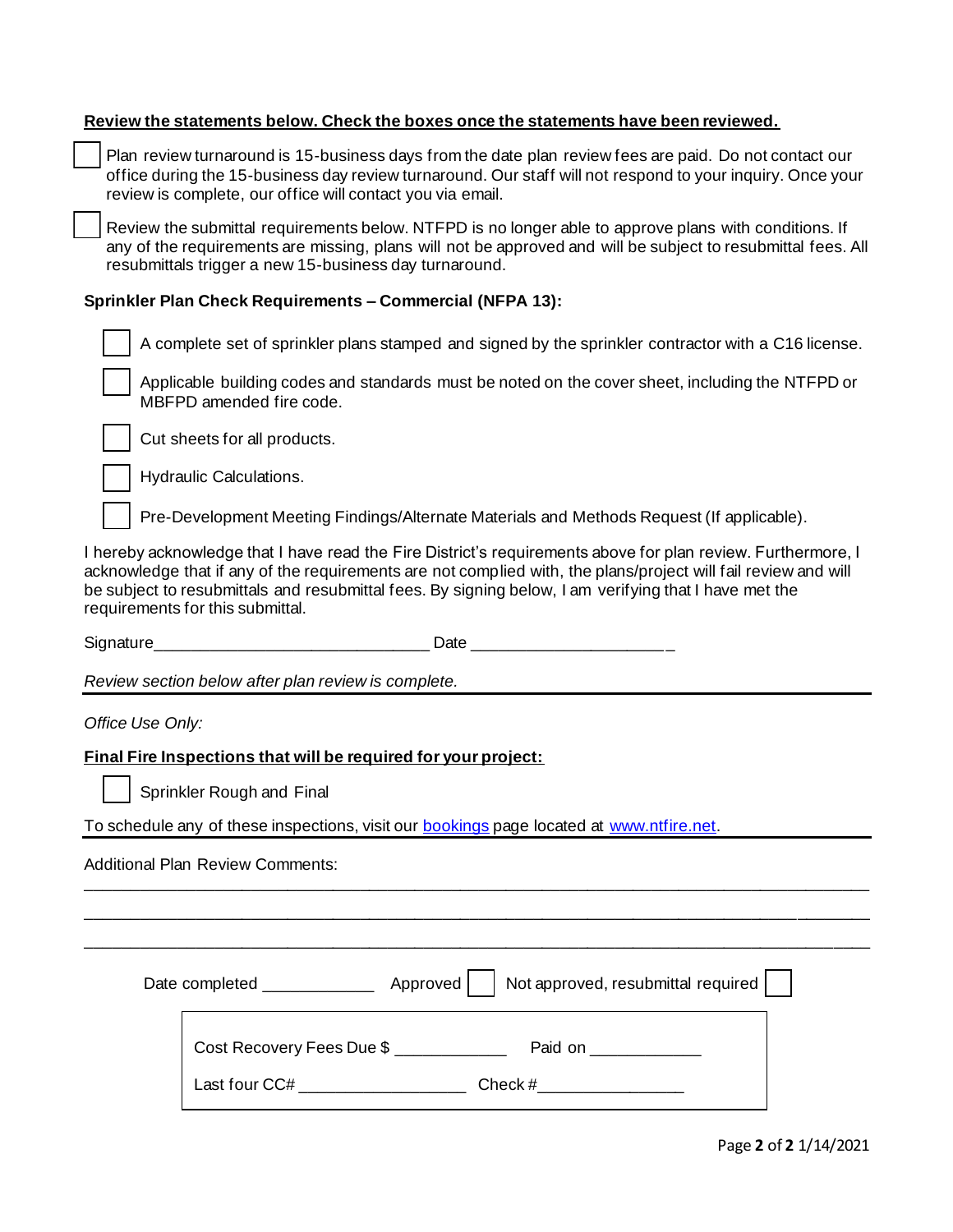**Review the statements below. Check the boxes once the statements have been reviewed.**

- [ ] Plan review turnaround is 15-business days from the date plan review fees are paid. Do not contact our office during the 15-business day review turnaround. Our staff will not respond to your inquiry. Once your review is complete, our office will contact you via email.
- [ ] Review the submittal requirements below. NTFPD is no longer able to approve plans with conditions. If any of the requirements are missing, plans will not be approved and will be subject to resubmittal fees. All resubmittals trigger a new 15-business day turnaround.

**Sprinkler Plan Check Requirements – Commercial (NFPA 13):**

- [ ] A complete set of sprinkler plans stamped and signed by the sprinkler contractor with a C16 license.
- [ ] Applicable building codes and standards must be noted on the cover sheet, including the NTFPD or MBFPD amended fire code.
- [ ] Cut sheets for all products.
- [ ] Hydraulic Calculations.
- [ ] Pre-Development Meeting Findings/Alternate Materials and Methods Request (If applicable).

I hereby acknowledge that I have read the Fire District's requirements above for plan review. Furthermore, I acknowledge that if any of the requirements are not complied with, the plans/project will fail review and will be subject to resubmittals and resubmittal fees. By signing below, I am verifying that I have met the requirements for this submittal.

Signature______________________________ Date ______________________

*Review section below after plan review is complete.*

---

*Office Use Only:*

**Final Fire Inspections that will be required for your project:**

- [ ] Sprinkler Rough and Final

To schedule any of these inspections, visit our bookings page located at www.ntfire.net.

---

Additional Plan Review Comments:

___________________________________________________________________________

___________________________________________________________________________

___________________________________________________________________________

Date completed ____________ Approved [ ] Not approved, resubmittal required [ ]

Cost Recovery Fees Due $ ____________ Paid on ____________

Last four CC# __________________ Check #_______________